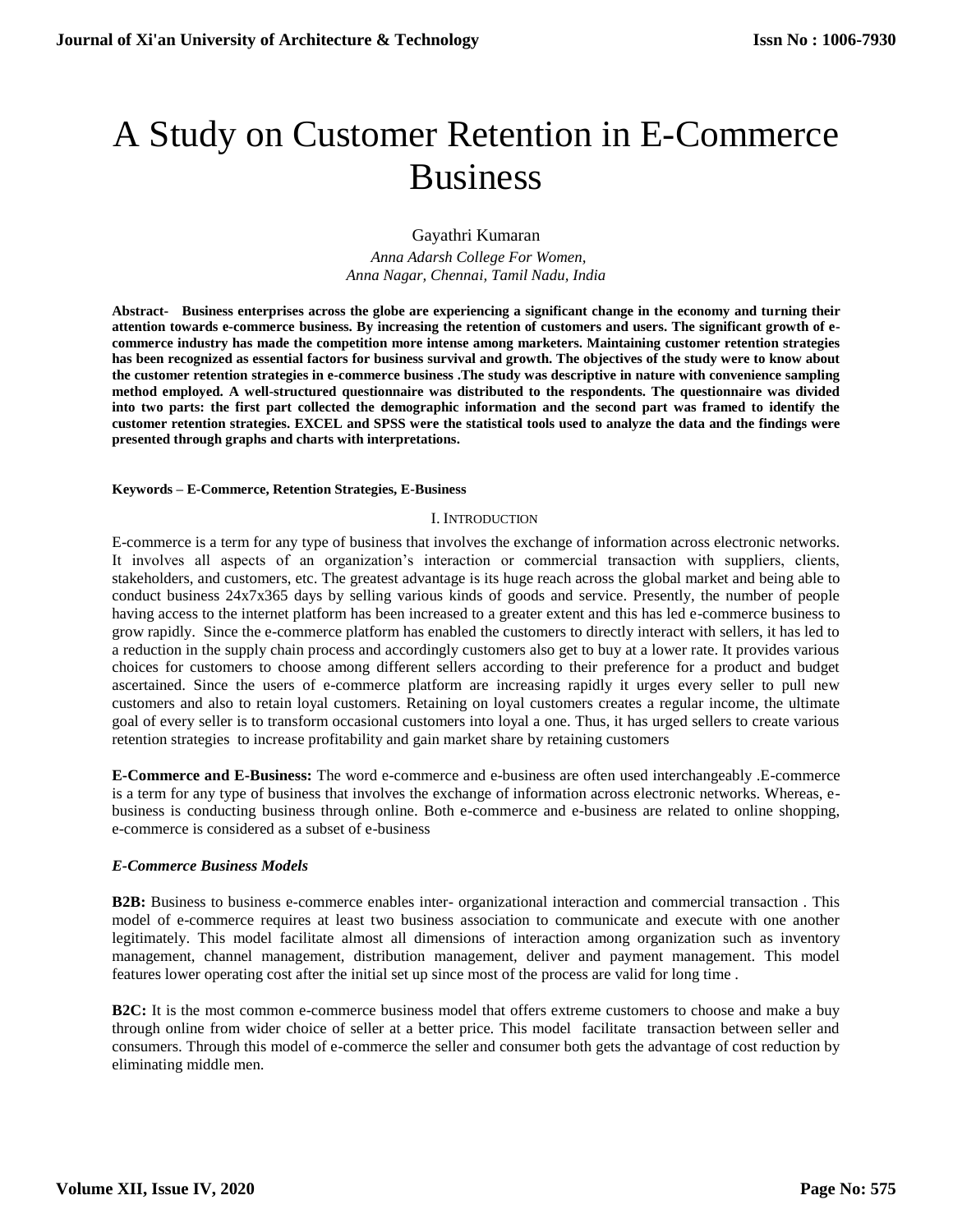# A Study on Customer Retention in E-Commerce Business

Gayathri Kumaran

*Anna Adarsh College For Women,*
*Anna Nagar, Chennai, Tamil Nadu, India*

**Abstract- Business enterprises across the globe are experiencing a significant change in the economy and turning their attention towards e-commerce business. By increasing the retention of customers and users. The significant growth of e-commerce industry has made the competition more intense among marketers. Maintaining customer retention strategies has been recognized as essential factors for business survival and growth. The objectives of the study were to know about the customer retention strategies in e-commerce business .The study was descriptive in nature with convenience sampling method employed. A well-structured questionnaire was distributed to the respondents. The questionnaire was divided into two parts: the first part collected the demographic information and the second part was framed to identify the customer retention strategies. EXCEL and SPSS were the statistical tools used to analyze the data and the findings were presented through graphs and charts with interpretations.**

**Keywords – E-Commerce, Retention Strategies, E-Business**

## I. INTRODUCTION

E-commerce is a term for any type of business that involves the exchange of information across electronic networks. It involves all aspects of an organization's interaction or commercial transaction with suppliers, clients, stakeholders, and customers, etc. The greatest advantage is its huge reach across the global market and being able to conduct business 24x7x365 days by selling various kinds of goods and service. Presently, the number of people having access to the internet platform has been increased to a greater extent and this has led e-commerce business to grow rapidly. Since the e-commerce platform has enabled the customers to directly interact with sellers, it has led to a reduction in the supply chain process and accordingly customers also get to buy at a lower rate. It provides various choices for customers to choose among different sellers according to their preference for a product and budget ascertained. Since the users of e-commerce platform are increasing rapidly it urges every seller to pull new customers and also to retain loyal customers. Retaining on loyal customers creates a regular income, the ultimate goal of every seller is to transform occasional customers into loyal a one. Thus, it has urged sellers to create various retention strategies to increase profitability and gain market share by retaining customers

**E-Commerce and E-Business:** The word e-commerce and e-business are often used interchangeably .E-commerce is a term for any type of business that involves the exchange of information across electronic networks. Whereas, e-business is conducting business through online. Both e-commerce and e-business are related to online shopping, e-commerce is considered as a subset of e-business

***E-Commerce Business Models***

**B2B:** Business to business e-commerce enables inter- organizational interaction and commercial transaction . This model of e-commerce requires at least two business association to communicate and execute with one another legitimately. This model facilitate almost all dimensions of interaction among organization such as inventory management, channel management, distribution management, deliver and payment management. This model features lower operating cost after the initial set up since most of the process are valid for long time .

**B2C:** It is the most common e-commerce business model that offers extreme customers to choose and make a buy through online from wider choice of seller at a better price. This model facilitate transaction between seller and consumers. Through this model of e-commerce the seller and consumer both gets the advantage of cost reduction by eliminating middle men.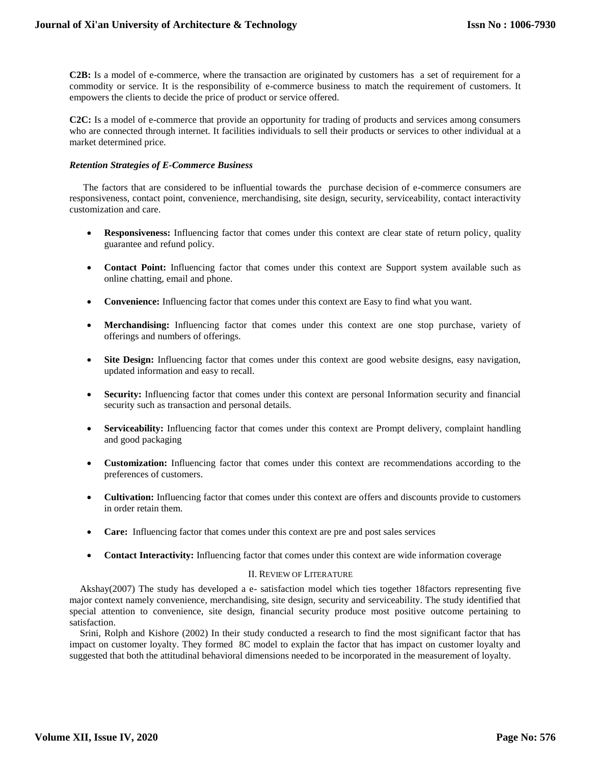**C2B:** Is a model of e-commerce, where the transaction are originated by customers has a set of requirement for a commodity or service. It is the responsibility of e-commerce business to match the requirement of customers. It empowers the clients to decide the price of product or service offered.

**C2C:** Is a model of e-commerce that provide an opportunity for trading of products and services among consumers who are connected through internet. It facilities individuals to sell their products or services to other individual at a market determined price.

***Retention Strategies of E-Commerce Business***

The factors that are considered to be influential towards the purchase decision of e-commerce consumers are responsiveness, contact point, convenience, merchandising, site design, security, serviceability, contact interactivity customization and care.

- **Responsiveness:** Influencing factor that comes under this context are clear state of return policy, quality guarantee and refund policy.
- **Contact Point:** Influencing factor that comes under this context are Support system available such as online chatting, email and phone.
- **Convenience:** Influencing factor that comes under this context are Easy to find what you want.
- **Merchandising:** Influencing factor that comes under this context are one stop purchase, variety of offerings and numbers of offerings.
- **Site Design:** Influencing factor that comes under this context are good website designs, easy navigation, updated information and easy to recall.
- **Security:** Influencing factor that comes under this context are personal Information security and financial security such as transaction and personal details.
- **Serviceability:** Influencing factor that comes under this context are Prompt delivery, complaint handling and good packaging
- **Customization:** Influencing factor that comes under this context are recommendations according to the preferences of customers.
- **Cultivation:** Influencing factor that comes under this context are offers and discounts provide to customers in order retain them.
- **Care:** Influencing factor that comes under this context are pre and post sales services
- **Contact Interactivity:** Influencing factor that comes under this context are wide information coverage

## II. Review of Literature

Akshay(2007) The study has developed a e- satisfaction model which ties together 18factors representing five major context namely convenience, merchandising, site design, security and serviceability. The study identified that special attention to convenience, site design, financial security produce most positive outcome pertaining to satisfaction.

Srini, Rolph and Kishore (2002) In their study conducted a research to find the most significant factor that has impact on customer loyalty. They formed 8C model to explain the factor that has impact on customer loyalty and suggested that both the attitudinal behavioral dimensions needed to be incorporated in the measurement of loyalty.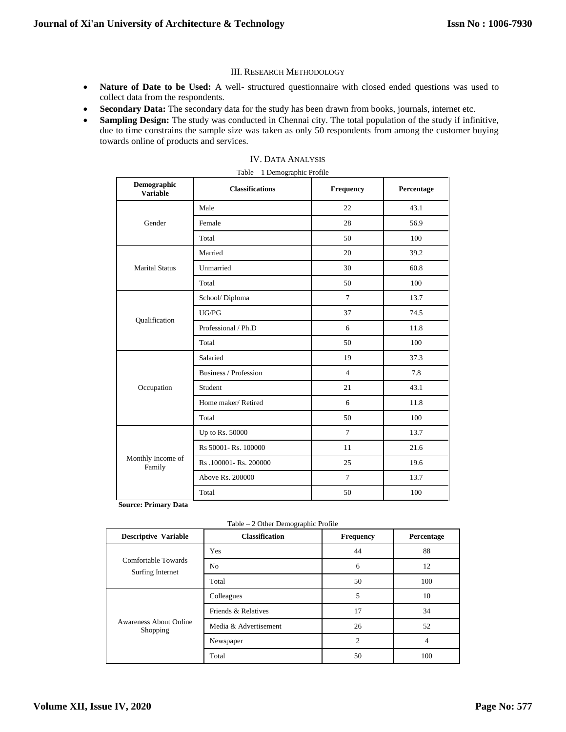## III. Research Methodology

- **Nature of Date to be Used:** A well- structured questionnaire with closed ended questions was used to collect data from the respondents.
- **Secondary Data:** The secondary data for the study has been drawn from books, journals, internet etc.
- **Sampling Design:** The study was conducted in Chennai city. The total population of the study if infinitive, due to time constrains the sample size was taken as only 50 respondents from among the customer buying towards online of products and services.

## IV. Data Analysis

Table – 1 Demographic Profile

| Demographic Variable | Classifications | Frequency | Percentage |
|---|---|---|---|
| Gender | Male | 22 | 43.1 |
| | Female | 28 | 56.9 |
| | Total | 50 | 100 |
| Marital Status | Married | 20 | 39.2 |
| | Unmarried | 30 | 60.8 |
| | Total | 50 | 100 |
| Qualification | School/ Diploma | 7 | 13.7 |
| | UG/PG | 37 | 74.5 |
| | Professional / Ph.D | 6 | 11.8 |
| | Total | 50 | 100 |
| Occupation | Salaried | 19 | 37.3 |
| | Business / Profession | 4 | 7.8 |
| | Student | 21 | 43.1 |
| | Home maker/ Retired | 6 | 11.8 |
| | Total | 50 | 100 |
| Monthly Income of Family | Up to Rs. 50000 | 7 | 13.7 |
| | Rs 50001- Rs. 100000 | 11 | 21.6 |
| | Rs .100001- Rs. 200000 | 25 | 19.6 |
| | Above Rs. 200000 | 7 | 13.7 |
| | Total | 50 | 100 |

**Source: Primary Data**

Table – 2 Other Demographic Profile

| Descriptive Variable | Classification | Frequency | Percentage |
|---|---|---|---|
| Comfortable Towards Surfing Internet | Yes | 44 | 88 |
| | No | 6 | 12 |
| | Total | 50 | 100 |
| Awareness About Online Shopping | Colleagues | 5 | 10 |
| | Friends & Relatives | 17 | 34 |
| | Media & Advertisement | 26 | 52 |
| | Newspaper | 2 | 4 |
| | Total | 50 | 100 |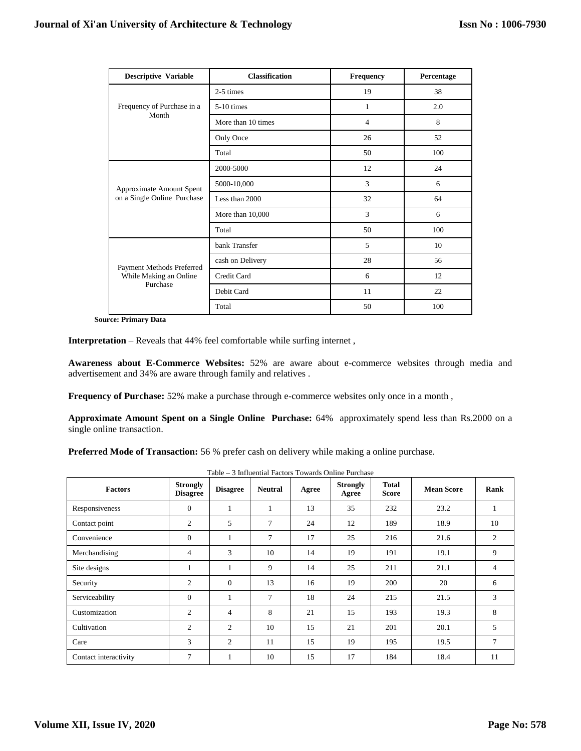| Descriptive Variable | Classification | Frequency | Percentage |
| --- | --- | --- | --- |
| Frequency of Purchase in a Month | 2-5 times | 19 | 38 |
| | 5-10 times | 1 | 2.0 |
| | More than 10 times | 4 | 8 |
| | Only Once | 26 | 52 |
| | Total | 50 | 100 |
| Approximate Amount Spent on a Single Online Purchase | 2000-5000 | 12 | 24 |
| | 5000-10,000 | 3 | 6 |
| | Less than 2000 | 32 | 64 |
| | More than 10,000 | 3 | 6 |
| | Total | 50 | 100 |
| Payment Methods Preferred While Making an Online Purchase | bank Transfer | 5 | 10 |
| | cash on Delivery | 28 | 56 |
| | Credit Card | 6 | 12 |
| | Debit Card | 11 | 22 |
| | Total | 50 | 100 |

**Source: Primary Data**

**Interpretation** – Reveals that 44% feel comfortable while surfing internet ,

**Awareness about E-Commerce Websites:** 52% are aware about e-commerce websites through media and advertisement and 34% are aware through family and relatives .

**Frequency of Purchase:** 52% make a purchase through e-commerce websites only once in a month ,

**Approximate Amount Spent on a Single Online Purchase:** 64% approximately spend less than Rs.2000 on a single online transaction.

**Preferred Mode of Transaction:** 56 % prefer cash on delivery while making a online purchase.

Table – 3 Influential Factors Towards Online Purchase

| Factors | Strongly Disagree | Disagree | Neutral | Agree | Strongly Agree | Total Score | Mean Score | Rank |
| --- | --- | --- | --- | --- | --- | --- | --- | --- |
| Responsiveness | 0 | 1 | 1 | 13 | 35 | 232 | 23.2 | 1 |
| Contact point | 2 | 5 | 7 | 24 | 12 | 189 | 18.9 | 10 |
| Convenience | 0 | 1 | 7 | 17 | 25 | 216 | 21.6 | 2 |
| Merchandising | 4 | 3 | 10 | 14 | 19 | 191 | 19.1 | 9 |
| Site designs | 1 | 1 | 9 | 14 | 25 | 211 | 21.1 | 4 |
| Security | 2 | 0 | 13 | 16 | 19 | 200 | 20 | 6 |
| Serviceability | 0 | 1 | 7 | 18 | 24 | 215 | 21.5 | 3 |
| Customization | 2 | 4 | 8 | 21 | 15 | 193 | 19.3 | 8 |
| Cultivation | 2 | 2 | 10 | 15 | 21 | 201 | 20.1 | 5 |
| Care | 3 | 2 | 11 | 15 | 19 | 195 | 19.5 | 7 |
| Contact interactivity | 7 | 1 | 10 | 15 | 17 | 184 | 18.4 | 11 |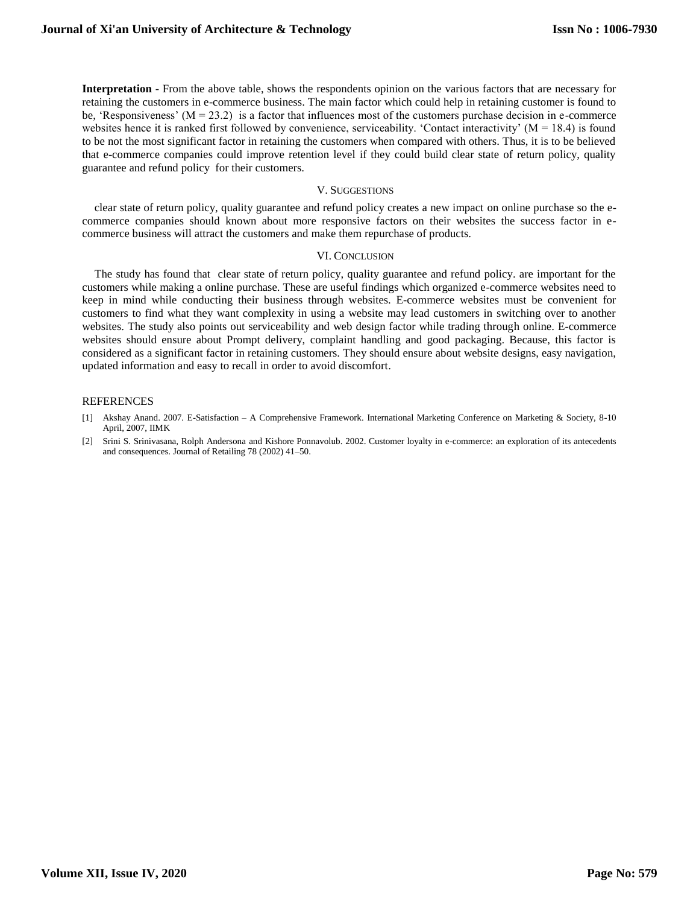**Interpretation** - From the above table, shows the respondents opinion on the various factors that are necessary for retaining the customers in e-commerce business. The main factor which could help in retaining customer is found to be, 'Responsiveness' ($M = 23.2$) is a factor that influences most of the customers purchase decision in e-commerce websites hence it is ranked first followed by convenience, serviceability. 'Contact interactivity' ($M = 18.4$) is found to be not the most significant factor in retaining the customers when compared with others. Thus, it is to be believed that e-commerce companies could improve retention level if they could build clear state of return policy, quality guarantee and refund policy for their customers.

## V. Suggestions

clear state of return policy, quality guarantee and refund policy creates a new impact on online purchase so the e-commerce companies should known about more responsive factors on their websites the success factor in e-commerce business will attract the customers and make them repurchase of products.

## VI. Conclusion

The study has found that clear state of return policy, quality guarantee and refund policy. are important for the customers while making a online purchase. These are useful findings which organized e-commerce websites need to keep in mind while conducting their business through websites. E-commerce websites must be convenient for customers to find what they want complexity in using a website may lead customers in switching over to another websites. The study also points out serviceability and web design factor while trading through online. E-commerce websites should ensure about Prompt delivery, complaint handling and good packaging. Because, this factor is considered as a significant factor in retaining customers. They should ensure about website designs, easy navigation, updated information and easy to recall in order to avoid discomfort.

## References

[1] Akshay Anand. 2007. E-Satisfaction – A Comprehensive Framework. International Marketing Conference on Marketing & Society, 8-10 April, 2007, IIMK

[2] Srini S. Srinivasana, Rolph Andersona and Kishore Ponnavolub. 2002. Customer loyalty in e-commerce: an exploration of its antecedents and consequences. Journal of Retailing 78 (2002) 41–50.